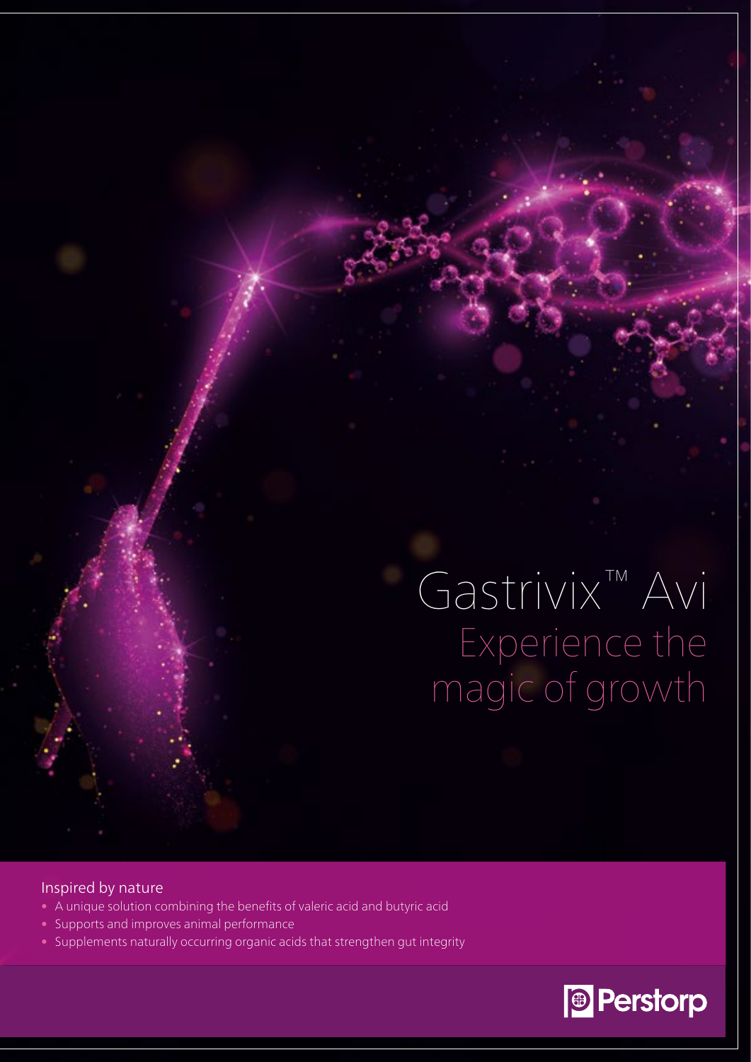# Gastrivix™ Avi

## Experience the magic of growth

### Inspired by nature

- A unique solution combining the benefits of valeric acid and butyric acid
- Supports and improves animal performance
- Supplements naturally occurring organic acids that strengthen gut integrity

Perstorp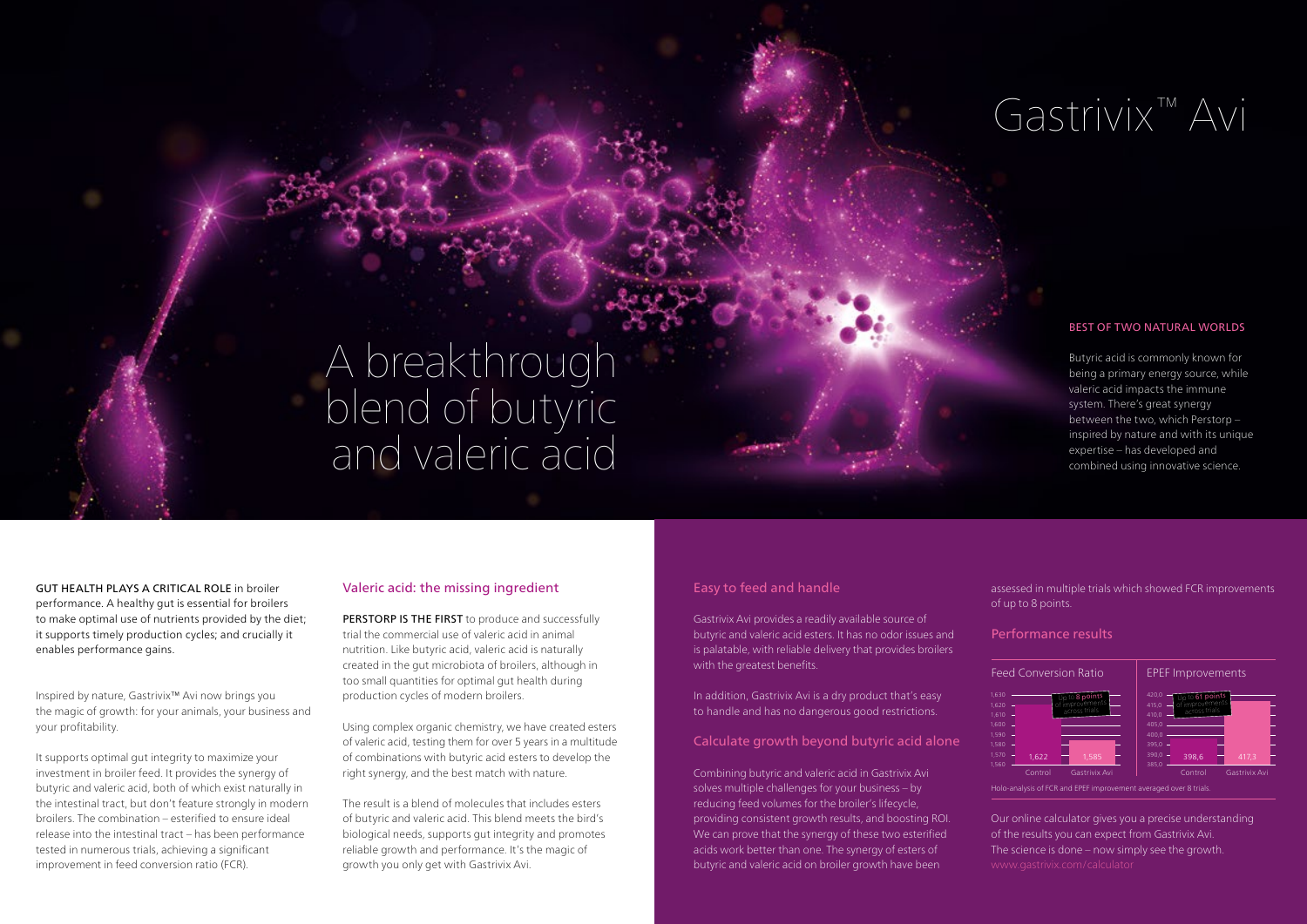# Gastrivix™ Avi

# A breakthrough blend of butyric and valeric acid

### BEST OF TWO NATURAL WORLDS

Butyric acid is commonly known for being a primary energy source, while valeric acid impacts the immune system. There's great synergy between the two, which Perstorp – inspired by nature and with its unique expertise – has developed and combined using innovative science.

**GUT HEALTH PLAYS A CRITICAL ROLE** in broiler performance. A healthy gut is essential for broilers to make optimal use of nutrients provided by the diet; it supports timely production cycles; and crucially it enables performance gains.

Inspired by nature, Gastrivix™ Avi now brings you the magic of growth: for your animals, your business and your profitability.

It supports optimal gut integrity to maximize your investment in broiler feed. It provides the synergy of butyric and valeric acid, both of which exist naturally in the intestinal tract, but don't feature strongly in modern broilers. The combination – esterified to ensure ideal release into the intestinal tract – has been performance tested in numerous trials, achieving a significant improvement in feed conversion ratio (FCR).

## Valeric acid: the missing ingredient

**PERSTORP IS THE FIRST** to produce and successfully trial the commercial use of valeric acid in animal nutrition. Like butyric acid, valeric acid is naturally created in the gut microbiota of broilers, although in too small quantities for optimal gut health during production cycles of modern broilers.

Using complex organic chemistry, we have created esters of valeric acid, testing them for over 5 years in a multitude of combinations with butyric acid esters to develop the right synergy, and the best match with nature.

The result is a blend of molecules that includes esters of butyric and valeric acid. This blend meets the bird's biological needs, supports gut integrity and promotes reliable growth and performance. It's the magic of growth you only get with Gastrivix Avi.

## Easy to feed and handle

Gastrivix Avi provides a readily available source of butyric and valeric acid esters. It has no odor issues and is palatable, with reliable delivery that provides broilers with the greatest benefits.

In addition, Gastrivix Avi is a dry product that's easy to handle and has no dangerous good restrictions.

## Calculate growth beyond butyric acid alone

Combining butyric and valeric acid in Gastrivix Avi solves multiple challenges for your business – by reducing feed volumes for the broiler's lifecycle, providing consistent growth results, and boosting ROI. We can prove that the synergy of these two esterified acids work better than one. The synergy of esters of butyric and valeric acid on broiler growth have been assessed in multiple trials which showed FCR improvements of up to 8 points.

## Performance results

Feed Conversion Ratio

1,630
1,620
1,610
1,600
1,590
1,580
1,570
1,560

Up to **8 points** of improvements across trials

1,622 Control
1,585 Gastrivix Avi

EPEF Improvements

420,0
415,0
410,0
405,0
400,0
395,0
390,0
385,0

Up to **61 points** of improvements across trials

398,6 Control
417,3 Gastrivix Avi

Holo-analysis of FCR and EPEF improvement averaged over 8 trials.

Our online calculator gives you a precise understanding of the results you can expect from Gastrivix Avi. The science is done – now simply see the growth.
www.gastrivix.com/calculator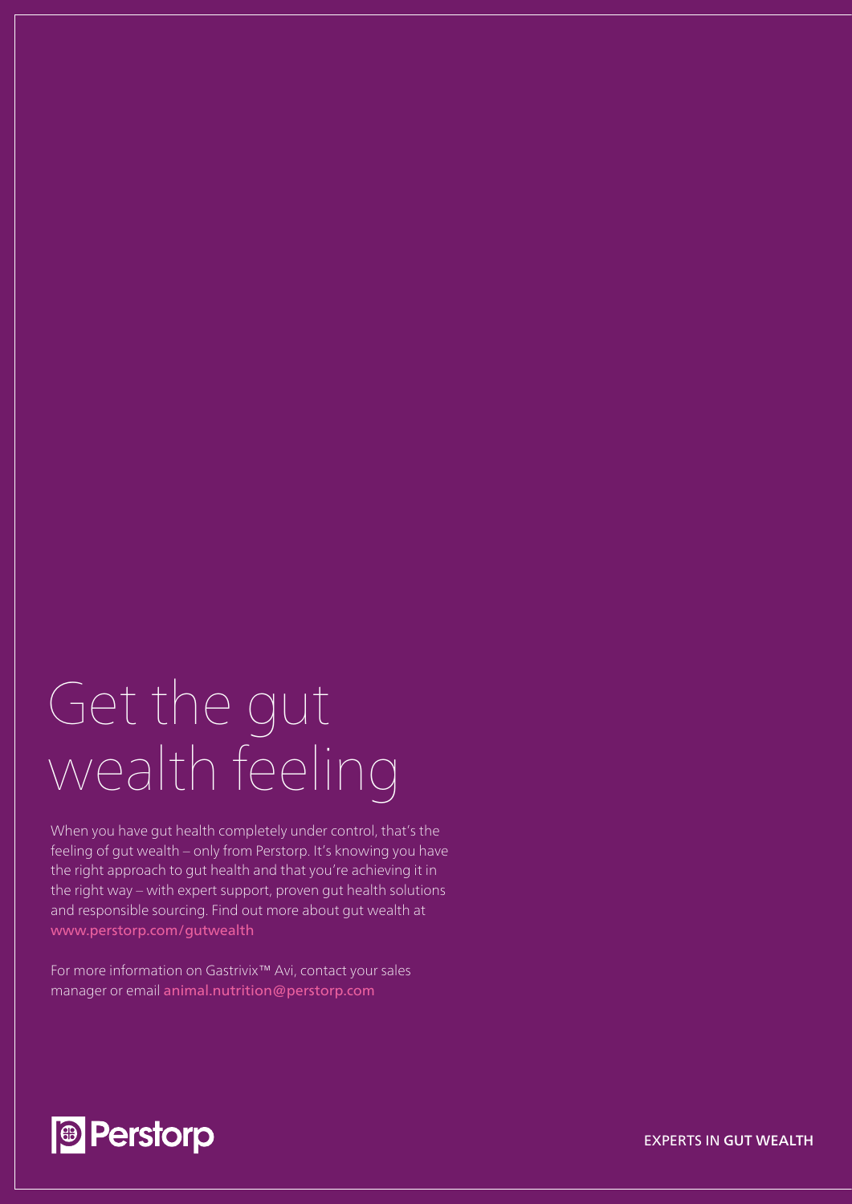# Get the gut wealth feeling

When you have gut health completely under control, that's the feeling of gut wealth – only from Perstorp. It's knowing you have the right approach to gut health and that you're achieving it in the right way – with expert support, proven gut health solutions and responsible sourcing. Find out more about gut wealth at www.perstorp.com/gutwealth

For more information on Gastrivix™ Avi, contact your sales manager or email animal.nutrition@perstorp.com

Perstorp

EXPERTS IN **GUT WEALTH**